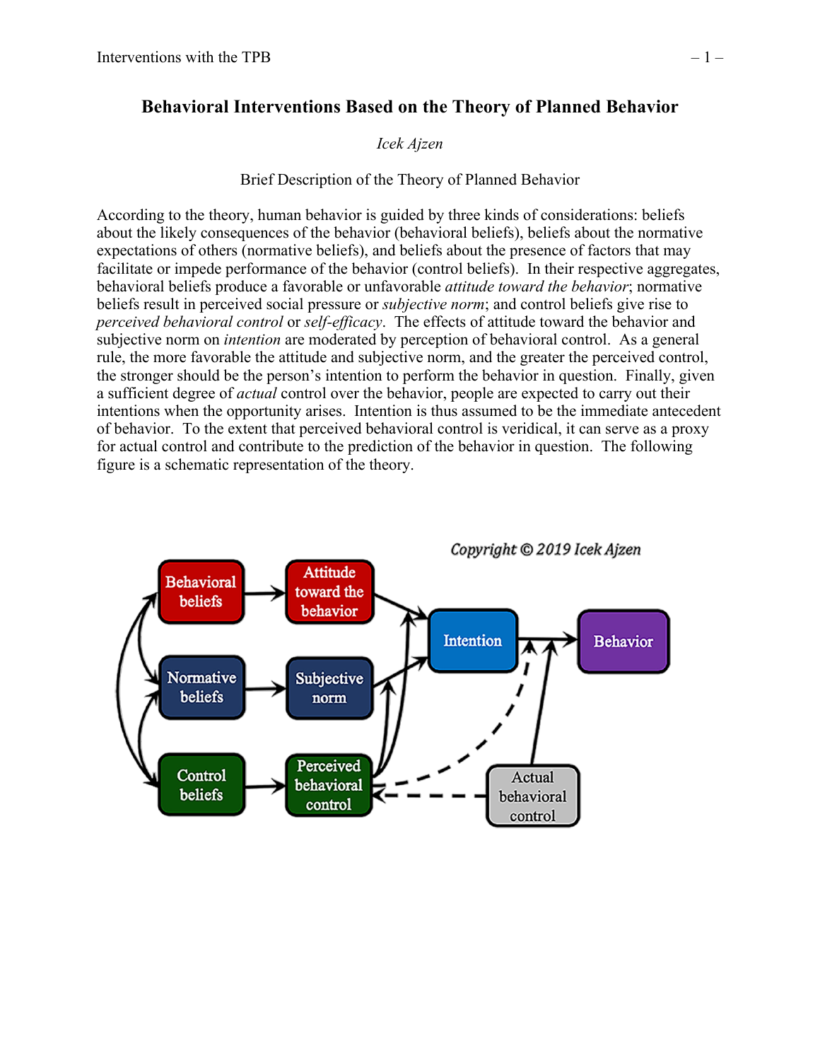# Behavioral Interventions Based on the Theory of Planned Behavior

*Icek Ajzen*

Brief Description of the Theory of Planned Behavior

According to the theory, human behavior is guided by three kinds of considerations: beliefs about the likely consequences of the behavior (behavioral beliefs), beliefs about the normative expectations of others (normative beliefs), and beliefs about the presence of factors that may facilitate or impede performance of the behavior (control beliefs). In their respective aggregates, behavioral beliefs produce a favorable or unfavorable *attitude toward the behavior*; normative beliefs result in perceived social pressure or *subjective norm*; and control beliefs give rise to *perceived behavioral control* or *self-efficacy*. The effects of attitude toward the behavior and subjective norm on *intention* are moderated by perception of behavioral control. As a general rule, the more favorable the attitude and subjective norm, and the greater the perceived control, the stronger should be the person's intention to perform the behavior in question. Finally, given a sufficient degree of *actual* control over the behavior, people are expected to carry out their intentions when the opportunity arises. Intention is thus assumed to be the immediate antecedent of behavior. To the extent that perceived behavioral control is veridical, it can serve as a proxy for actual control and contribute to the prediction of the behavior in question. The following figure is a schematic representation of the theory.

Copyright © 2019 Icek Ajzen

Behavioral beliefs → Attitude toward the behavior → Intention → Behavior

Normative beliefs → Subjective norm → Intention

Control beliefs → Perceived behavioral control → Intention

Actual behavioral control → Behavior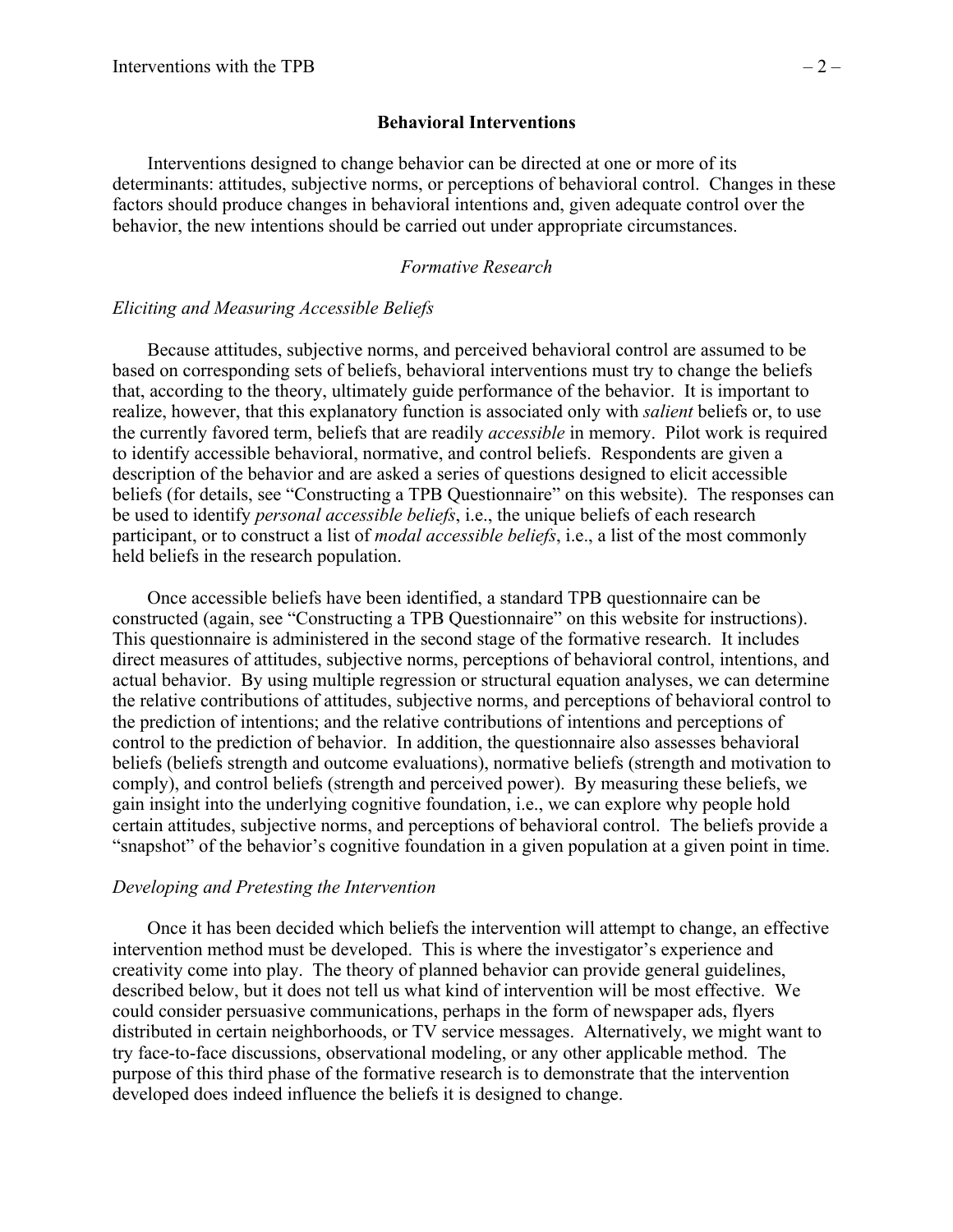## Behavioral Interventions

Interventions designed to change behavior can be directed at one or more of its determinants: attitudes, subjective norms, or perceptions of behavioral control. Changes in these factors should produce changes in behavioral intentions and, given adequate control over the behavior, the new intentions should be carried out under appropriate circumstances.

### *Formative Research*

#### *Eliciting and Measuring Accessible Beliefs*

Because attitudes, subjective norms, and perceived behavioral control are assumed to be based on corresponding sets of beliefs, behavioral interventions must try to change the beliefs that, according to the theory, ultimately guide performance of the behavior. It is important to realize, however, that this explanatory function is associated only with *salient* beliefs or, to use the currently favored term, beliefs that are readily *accessible* in memory. Pilot work is required to identify accessible behavioral, normative, and control beliefs. Respondents are given a description of the behavior and are asked a series of questions designed to elicit accessible beliefs (for details, see "Constructing a TPB Questionnaire" on this website). The responses can be used to identify *personal accessible beliefs*, i.e., the unique beliefs of each research participant, or to construct a list of *modal accessible beliefs*, i.e., a list of the most commonly held beliefs in the research population.

Once accessible beliefs have been identified, a standard TPB questionnaire can be constructed (again, see "Constructing a TPB Questionnaire" on this website for instructions). This questionnaire is administered in the second stage of the formative research. It includes direct measures of attitudes, subjective norms, perceptions of behavioral control, intentions, and actual behavior. By using multiple regression or structural equation analyses, we can determine the relative contributions of attitudes, subjective norms, and perceptions of behavioral control to the prediction of intentions; and the relative contributions of intentions and perceptions of control to the prediction of behavior. In addition, the questionnaire also assesses behavioral beliefs (beliefs strength and outcome evaluations), normative beliefs (strength and motivation to comply), and control beliefs (strength and perceived power). By measuring these beliefs, we gain insight into the underlying cognitive foundation, i.e., we can explore why people hold certain attitudes, subjective norms, and perceptions of behavioral control. The beliefs provide a "snapshot" of the behavior's cognitive foundation in a given population at a given point in time.

#### *Developing and Pretesting the Intervention*

Once it has been decided which beliefs the intervention will attempt to change, an effective intervention method must be developed. This is where the investigator's experience and creativity come into play. The theory of planned behavior can provide general guidelines, described below, but it does not tell us what kind of intervention will be most effective. We could consider persuasive communications, perhaps in the form of newspaper ads, flyers distributed in certain neighborhoods, or TV service messages. Alternatively, we might want to try face-to-face discussions, observational modeling, or any other applicable method. The purpose of this third phase of the formative research is to demonstrate that the intervention developed does indeed influence the beliefs it is designed to change.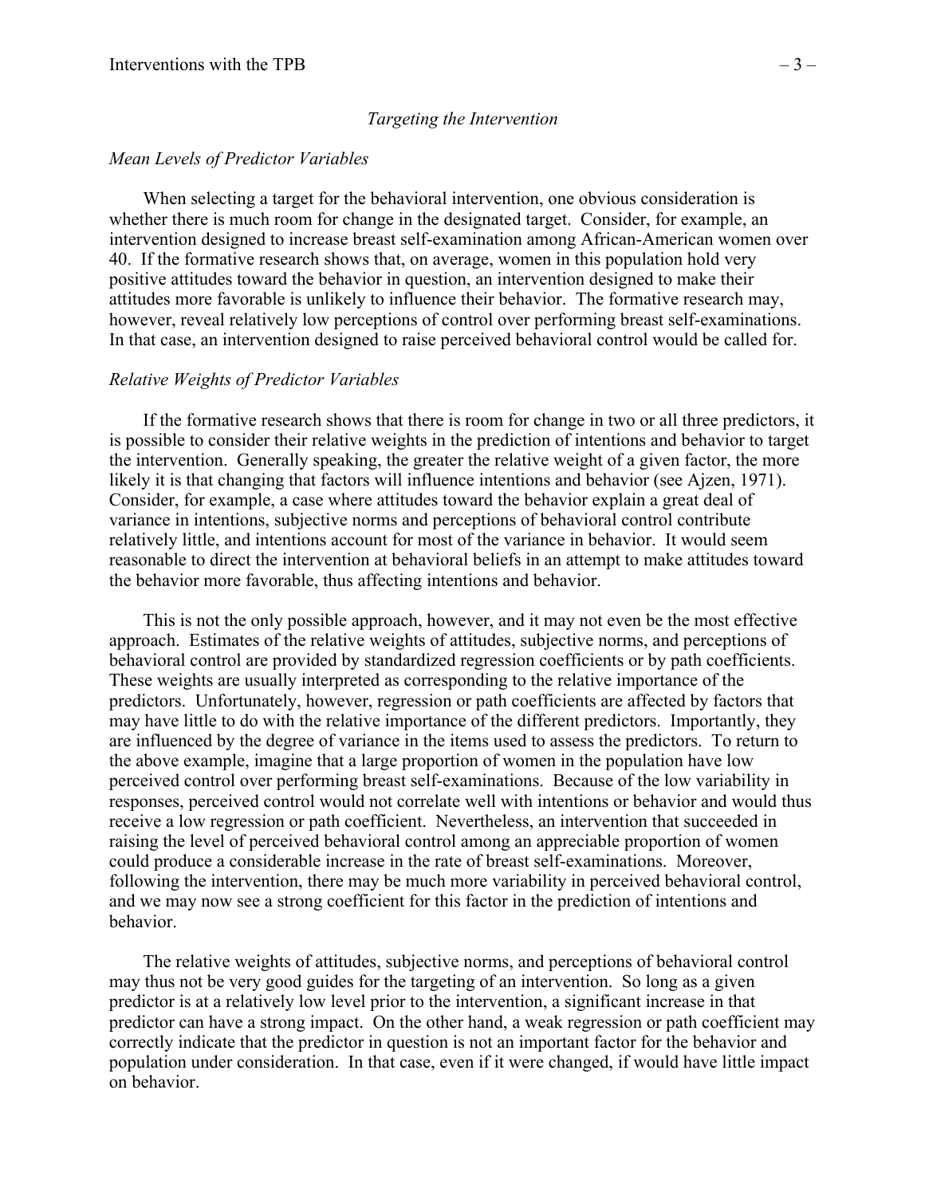## *Targeting the Intervention*

### *Mean Levels of Predictor Variables*

When selecting a target for the behavioral intervention, one obvious consideration is whether there is much room for change in the designated target. Consider, for example, an intervention designed to increase breast self-examination among African-American women over 40. If the formative research shows that, on average, women in this population hold very positive attitudes toward the behavior in question, an intervention designed to make their attitudes more favorable is unlikely to influence their behavior. The formative research may, however, reveal relatively low perceptions of control over performing breast self-examinations. In that case, an intervention designed to raise perceived behavioral control would be called for.

### *Relative Weights of Predictor Variables*

If the formative research shows that there is room for change in two or all three predictors, it is possible to consider their relative weights in the prediction of intentions and behavior to target the intervention. Generally speaking, the greater the relative weight of a given factor, the more likely it is that changing that factors will influence intentions and behavior (see Ajzen, 1971). Consider, for example, a case where attitudes toward the behavior explain a great deal of variance in intentions, subjective norms and perceptions of behavioral control contribute relatively little, and intentions account for most of the variance in behavior. It would seem reasonable to direct the intervention at behavioral beliefs in an attempt to make attitudes toward the behavior more favorable, thus affecting intentions and behavior.

This is not the only possible approach, however, and it may not even be the most effective approach. Estimates of the relative weights of attitudes, subjective norms, and perceptions of behavioral control are provided by standardized regression coefficients or by path coefficients. These weights are usually interpreted as corresponding to the relative importance of the predictors. Unfortunately, however, regression or path coefficients are affected by factors that may have little to do with the relative importance of the different predictors. Importantly, they are influenced by the degree of variance in the items used to assess the predictors. To return to the above example, imagine that a large proportion of women in the population have low perceived control over performing breast self-examinations. Because of the low variability in responses, perceived control would not correlate well with intentions or behavior and would thus receive a low regression or path coefficient. Nevertheless, an intervention that succeeded in raising the level of perceived behavioral control among an appreciable proportion of women could produce a considerable increase in the rate of breast self-examinations. Moreover, following the intervention, there may be much more variability in perceived behavioral control, and we may now see a strong coefficient for this factor in the prediction of intentions and behavior.

The relative weights of attitudes, subjective norms, and perceptions of behavioral control may thus not be very good guides for the targeting of an intervention. So long as a given predictor is at a relatively low level prior to the intervention, a significant increase in that predictor can have a strong impact. On the other hand, a weak regression or path coefficient may correctly indicate that the predictor in question is not an important factor for the behavior and population under consideration. In that case, even if it were changed, if would have little impact on behavior.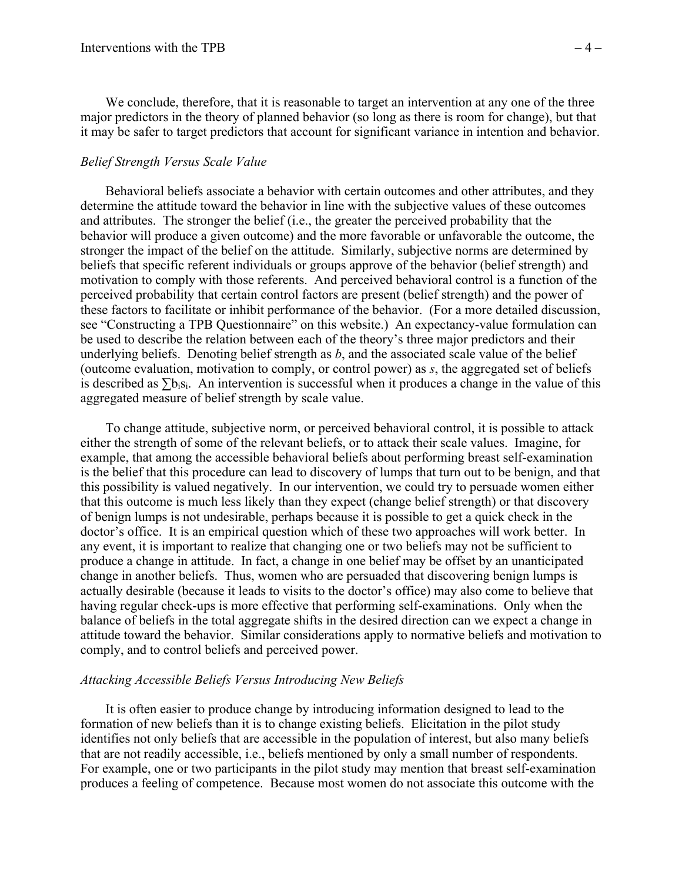We conclude, therefore, that it is reasonable to target an intervention at any one of the three major predictors in the theory of planned behavior (so long as there is room for change), but that it may be safer to target predictors that account for significant variance in intention and behavior.

*Belief Strength Versus Scale Value*

Behavioral beliefs associate a behavior with certain outcomes and other attributes, and they determine the attitude toward the behavior in line with the subjective values of these outcomes and attributes. The stronger the belief (i.e., the greater the perceived probability that the behavior will produce a given outcome) and the more favorable or unfavorable the outcome, the stronger the impact of the belief on the attitude. Similarly, subjective norms are determined by beliefs that specific referent individuals or groups approve of the behavior (belief strength) and motivation to comply with those referents. And perceived behavioral control is a function of the perceived probability that certain control factors are present (belief strength) and the power of these factors to facilitate or inhibit performance of the behavior. (For a more detailed discussion, see "Constructing a TPB Questionnaire" on this website.) An expectancy-value formulation can be used to describe the relation between each of the theory's three major predictors and their underlying beliefs. Denoting belief strength as $b$, and the associated scale value of the belief (outcome evaluation, motivation to comply, or control power) as $s$, the aggregated set of beliefs is described as $\sum b_i s_i$. An intervention is successful when it produces a change in the value of this aggregated measure of belief strength by scale value.

To change attitude, subjective norm, or perceived behavioral control, it is possible to attack either the strength of some of the relevant beliefs, or to attack their scale values. Imagine, for example, that among the accessible behavioral beliefs about performing breast self-examination is the belief that this procedure can lead to discovery of lumps that turn out to be benign, and that this possibility is valued negatively. In our intervention, we could try to persuade women either that this outcome is much less likely than they expect (change belief strength) or that discovery of benign lumps is not undesirable, perhaps because it is possible to get a quick check in the doctor's office. It is an empirical question which of these two approaches will work better. In any event, it is important to realize that changing one or two beliefs may not be sufficient to produce a change in attitude. In fact, a change in one belief may be offset by an unanticipated change in another beliefs. Thus, women who are persuaded that discovering benign lumps is actually desirable (because it leads to visits to the doctor's office) may also come to believe that having regular check-ups is more effective that performing self-examinations. Only when the balance of beliefs in the total aggregate shifts in the desired direction can we expect a change in attitude toward the behavior. Similar considerations apply to normative beliefs and motivation to comply, and to control beliefs and perceived power.

*Attacking Accessible Beliefs Versus Introducing New Beliefs*

It is often easier to produce change by introducing information designed to lead to the formation of new beliefs than it is to change existing beliefs. Elicitation in the pilot study identifies not only beliefs that are accessible in the population of interest, but also many beliefs that are not readily accessible, i.e., beliefs mentioned by only a small number of respondents. For example, one or two participants in the pilot study may mention that breast self-examination produces a feeling of competence. Because most women do not associate this outcome with the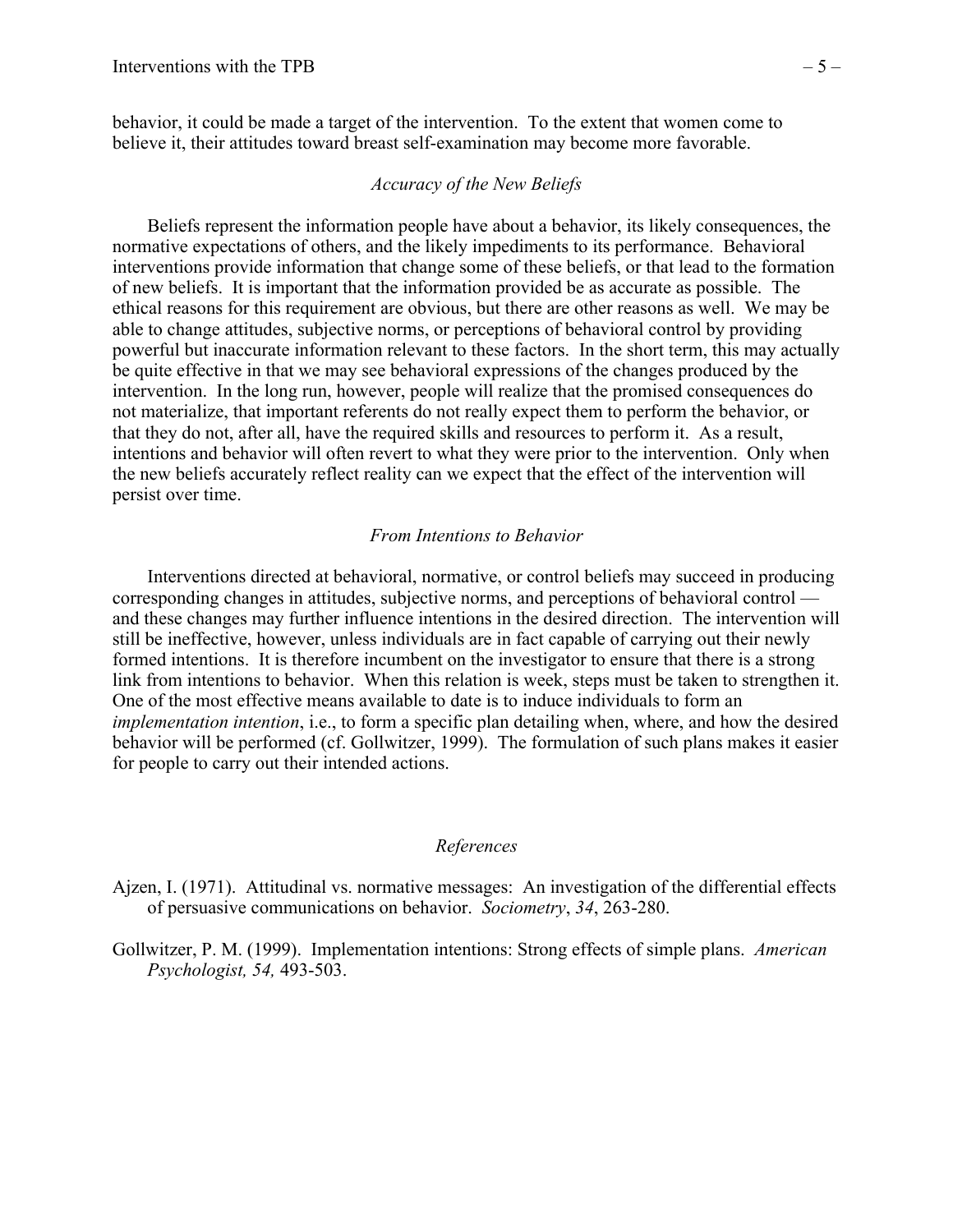behavior, it could be made a target of the intervention. To the extent that women come to believe it, their attitudes toward breast self-examination may become more favorable.

### *Accuracy of the New Beliefs*

Beliefs represent the information people have about a behavior, its likely consequences, the normative expectations of others, and the likely impediments to its performance. Behavioral interventions provide information that change some of these beliefs, or that lead to the formation of new beliefs. It is important that the information provided be as accurate as possible. The ethical reasons for this requirement are obvious, but there are other reasons as well. We may be able to change attitudes, subjective norms, or perceptions of behavioral control by providing powerful but inaccurate information relevant to these factors. In the short term, this may actually be quite effective in that we may see behavioral expressions of the changes produced by the intervention. In the long run, however, people will realize that the promised consequences do not materialize, that important referents do not really expect them to perform the behavior, or that they do not, after all, have the required skills and resources to perform it. As a result, intentions and behavior will often revert to what they were prior to the intervention. Only when the new beliefs accurately reflect reality can we expect that the effect of the intervention will persist over time.

### *From Intentions to Behavior*

Interventions directed at behavioral, normative, or control beliefs may succeed in producing corresponding changes in attitudes, subjective norms, and perceptions of behavioral control — and these changes may further influence intentions in the desired direction. The intervention will still be ineffective, however, unless individuals are in fact capable of carrying out their newly formed intentions. It is therefore incumbent on the investigator to ensure that there is a strong link from intentions to behavior. When this relation is week, steps must be taken to strengthen it. One of the most effective means available to date is to induce individuals to form an *implementation intention*, i.e., to form a specific plan detailing when, where, and how the desired behavior will be performed (cf. Gollwitzer, 1999). The formulation of such plans makes it easier for people to carry out their intended actions.

### *References*

Ajzen, I. (1971). Attitudinal vs. normative messages: An investigation of the differential effects of persuasive communications on behavior. *Sociometry*, *34*, 263-280.

Gollwitzer, P. M. (1999). Implementation intentions: Strong effects of simple plans. *American Psychologist, 54,* 493-503.